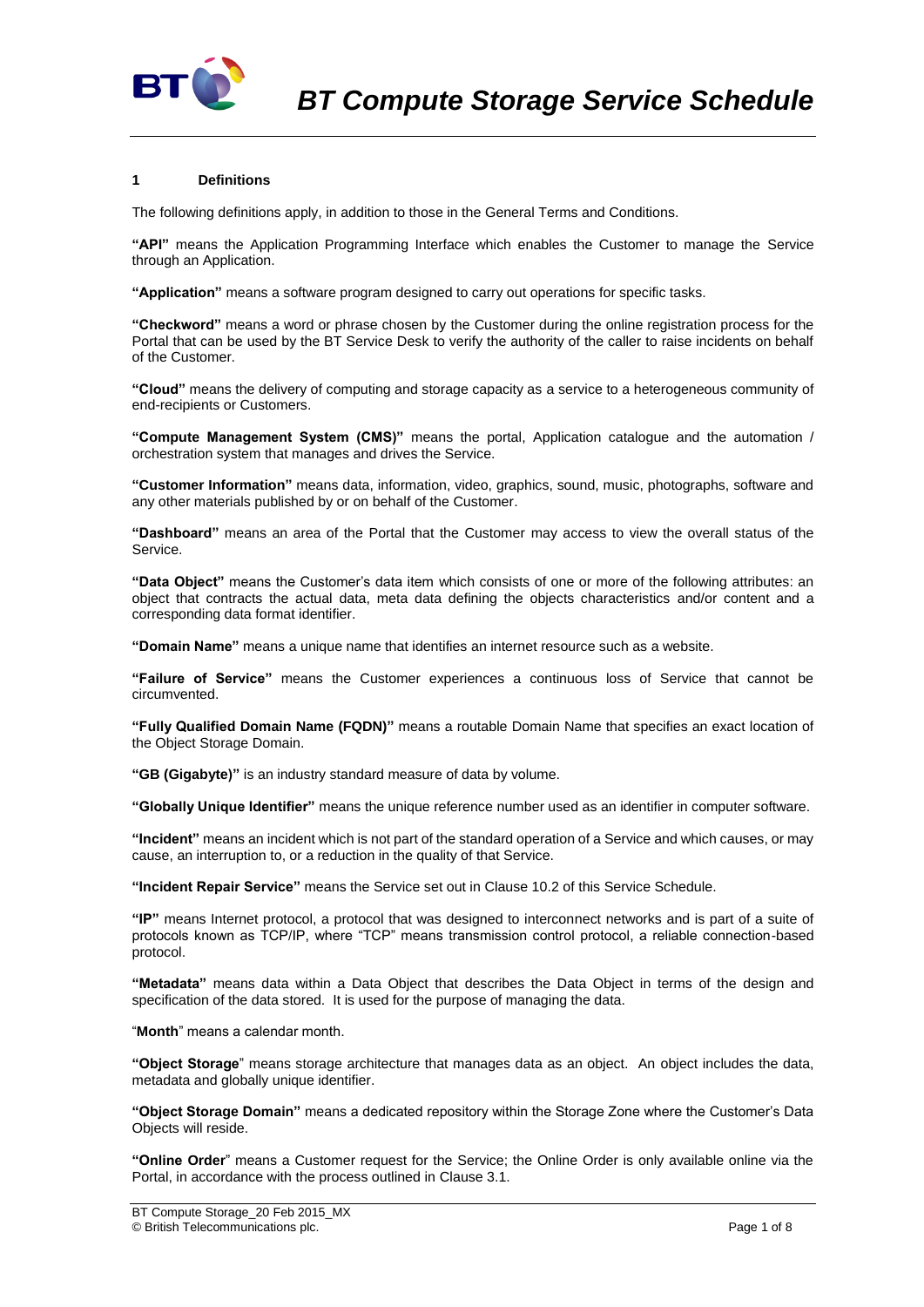# BT Compute Storage Service Schedule

## 1 Definitions

The following definitions apply, in addition to those in the General Terms and Conditions.

**"API"** means the Application Programming Interface which enables the Customer to manage the Service through an Application.

**"Application"** means a software program designed to carry out operations for specific tasks.

**"Checkword"** means a word or phrase chosen by the Customer during the online registration process for the Portal that can be used by the BT Service Desk to verify the authority of the caller to raise incidents on behalf of the Customer.

**"Cloud"** means the delivery of computing and storage capacity as a service to a heterogeneous community of end-recipients or Customers.

**"Compute Management System (CMS)"** means the portal, Application catalogue and the automation / orchestration system that manages and drives the Service.

**"Customer Information"** means data, information, video, graphics, sound, music, photographs, software and any other materials published by or on behalf of the Customer.

**"Dashboard"** means an area of the Portal that the Customer may access to view the overall status of the Service.

**"Data Object"** means the Customer's data item which consists of one or more of the following attributes: an object that contracts the actual data, meta data defining the objects characteristics and/or content and a corresponding data format identifier.

**"Domain Name"** means a unique name that identifies an internet resource such as a website.

**"Failure of Service"** means the Customer experiences a continuous loss of Service that cannot be circumvented.

**"Fully Qualified Domain Name (FQDN)"** means a routable Domain Name that specifies an exact location of the Object Storage Domain.

**"GB (Gigabyte)"** is an industry standard measure of data by volume.

**"Globally Unique Identifier"** means the unique reference number used as an identifier in computer software.

**"Incident"** means an incident which is not part of the standard operation of a Service and which causes, or may cause, an interruption to, or a reduction in the quality of that Service.

**"Incident Repair Service"** means the Service set out in Clause 10.2 of this Service Schedule.

**"IP"** means Internet protocol, a protocol that was designed to interconnect networks and is part of a suite of protocols known as TCP/IP, where "TCP" means transmission control protocol, a reliable connection-based protocol.

**"Metadata"** means data within a Data Object that describes the Data Object in terms of the design and specification of the data stored. It is used for the purpose of managing the data.

"**Month**" means a calendar month.

**"Object Storage**" means storage architecture that manages data as an object. An object includes the data, metadata and globally unique identifier.

**"Object Storage Domain"** means a dedicated repository within the Storage Zone where the Customer's Data Objects will reside.

**"Online Order**" means a Customer request for the Service; the Online Order is only available online via the Portal, in accordance with the process outlined in Clause 3.1.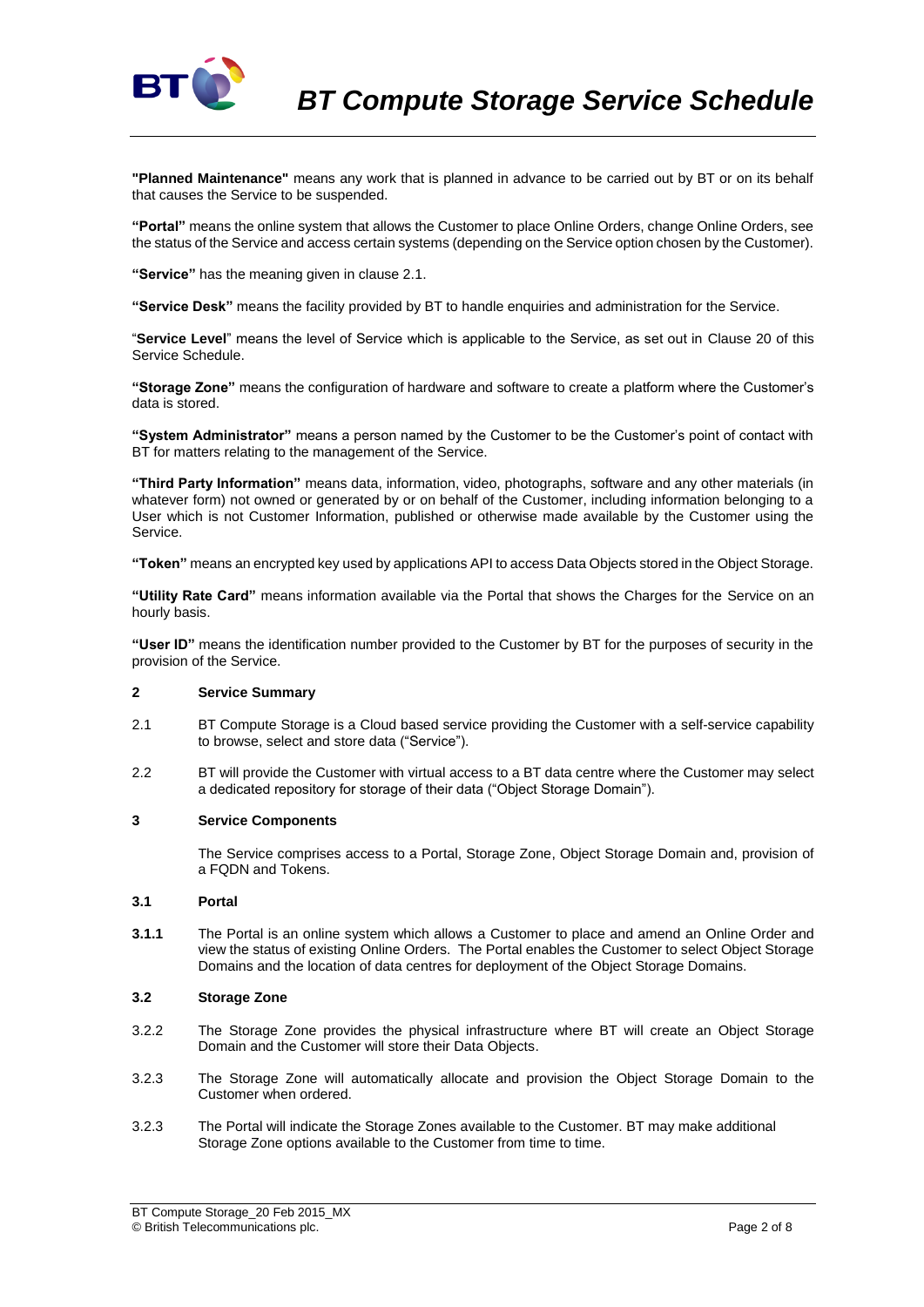**"Planned Maintenance"** means any work that is planned in advance to be carried out by BT or on its behalf that causes the Service to be suspended.

**"Portal"** means the online system that allows the Customer to place Online Orders, change Online Orders, see the status of the Service and access certain systems (depending on the Service option chosen by the Customer).

**"Service"** has the meaning given in clause 2.1.

**"Service Desk"** means the facility provided by BT to handle enquiries and administration for the Service.

"**Service Level**" means the level of Service which is applicable to the Service, as set out in Clause 20 of this Service Schedule.

**"Storage Zone"** means the configuration of hardware and software to create a platform where the Customer's data is stored.

**"System Administrator"** means a person named by the Customer to be the Customer's point of contact with BT for matters relating to the management of the Service.

**"Third Party Information"** means data, information, video, photographs, software and any other materials (in whatever form) not owned or generated by or on behalf of the Customer, including information belonging to a User which is not Customer Information, published or otherwise made available by the Customer using the Service.

**"Token"** means an encrypted key used by applications API to access Data Objects stored in the Object Storage.

**"Utility Rate Card"** means information available via the Portal that shows the Charges for the Service on an hourly basis.

**"User ID"** means the identification number provided to the Customer by BT for the purposes of security in the provision of the Service.

## 2 Service Summary

2.1 BT Compute Storage is a Cloud based service providing the Customer with a self-service capability to browse, select and store data ("Service").

2.2 BT will provide the Customer with virtual access to a BT data centre where the Customer may select a dedicated repository for storage of their data ("Object Storage Domain").

## 3 Service Components

The Service comprises access to a Portal, Storage Zone, Object Storage Domain and, provision of a FQDN and Tokens.

### 3.1 Portal

**3.1.1** The Portal is an online system which allows a Customer to place and amend an Online Order and view the status of existing Online Orders. The Portal enables the Customer to select Object Storage Domains and the location of data centres for deployment of the Object Storage Domains.

### 3.2 Storage Zone

3.2.2 The Storage Zone provides the physical infrastructure where BT will create an Object Storage Domain and the Customer will store their Data Objects.

3.2.3 The Storage Zone will automatically allocate and provision the Object Storage Domain to the Customer when ordered.

3.2.3 The Portal will indicate the Storage Zones available to the Customer. BT may make additional Storage Zone options available to the Customer from time to time.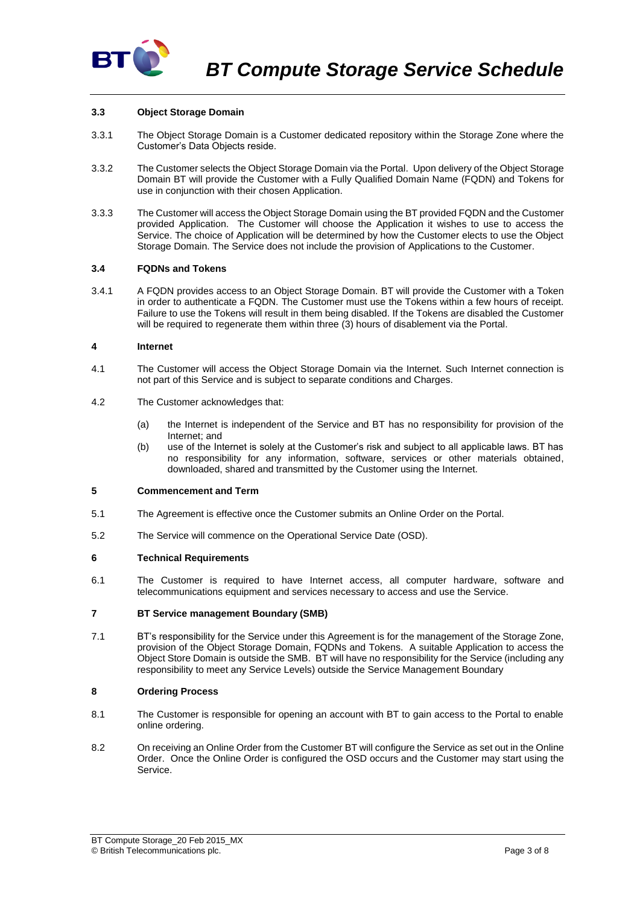### 3.3 Object Storage Domain

3.3.1 The Object Storage Domain is a Customer dedicated repository within the Storage Zone where the Customer's Data Objects reside.

3.3.2 The Customer selects the Object Storage Domain via the Portal. Upon delivery of the Object Storage Domain BT will provide the Customer with a Fully Qualified Domain Name (FQDN) and Tokens for use in conjunction with their chosen Application.

3.3.3 The Customer will access the Object Storage Domain using the BT provided FQDN and the Customer provided Application. The Customer will choose the Application it wishes to use to access the Service. The choice of Application will be determined by how the Customer elects to use the Object Storage Domain. The Service does not include the provision of Applications to the Customer.

### 3.4 FQDNs and Tokens

3.4.1 A FQDN provides access to an Object Storage Domain. BT will provide the Customer with a Token in order to authenticate a FQDN. The Customer must use the Tokens within a few hours of receipt. Failure to use the Tokens will result in them being disabled. If the Tokens are disabled the Customer will be required to regenerate them within three (3) hours of disablement via the Portal.

## 4 Internet

4.1 The Customer will access the Object Storage Domain via the Internet. Such Internet connection is not part of this Service and is subject to separate conditions and Charges.

4.2 The Customer acknowledges that:

(a) the Internet is independent of the Service and BT has no responsibility for provision of the Internet; and

(b) use of the Internet is solely at the Customer's risk and subject to all applicable laws. BT has no responsibility for any information, software, services or other materials obtained, downloaded, shared and transmitted by the Customer using the Internet.

## 5 Commencement and Term

5.1 The Agreement is effective once the Customer submits an Online Order on the Portal.

5.2 The Service will commence on the Operational Service Date (OSD).

## 6 Technical Requirements

6.1 The Customer is required to have Internet access, all computer hardware, software and telecommunications equipment and services necessary to access and use the Service.

## 7 BT Service management Boundary (SMB)

7.1 BT's responsibility for the Service under this Agreement is for the management of the Storage Zone, provision of the Object Storage Domain, FQDNs and Tokens. A suitable Application to access the Object Store Domain is outside the SMB. BT will have no responsibility for the Service (including any responsibility to meet any Service Levels) outside the Service Management Boundary

## 8 Ordering Process

8.1 The Customer is responsible for opening an account with BT to gain access to the Portal to enable online ordering.

8.2 On receiving an Online Order from the Customer BT will configure the Service as set out in the Online Order. Once the Online Order is configured the OSD occurs and the Customer may start using the Service.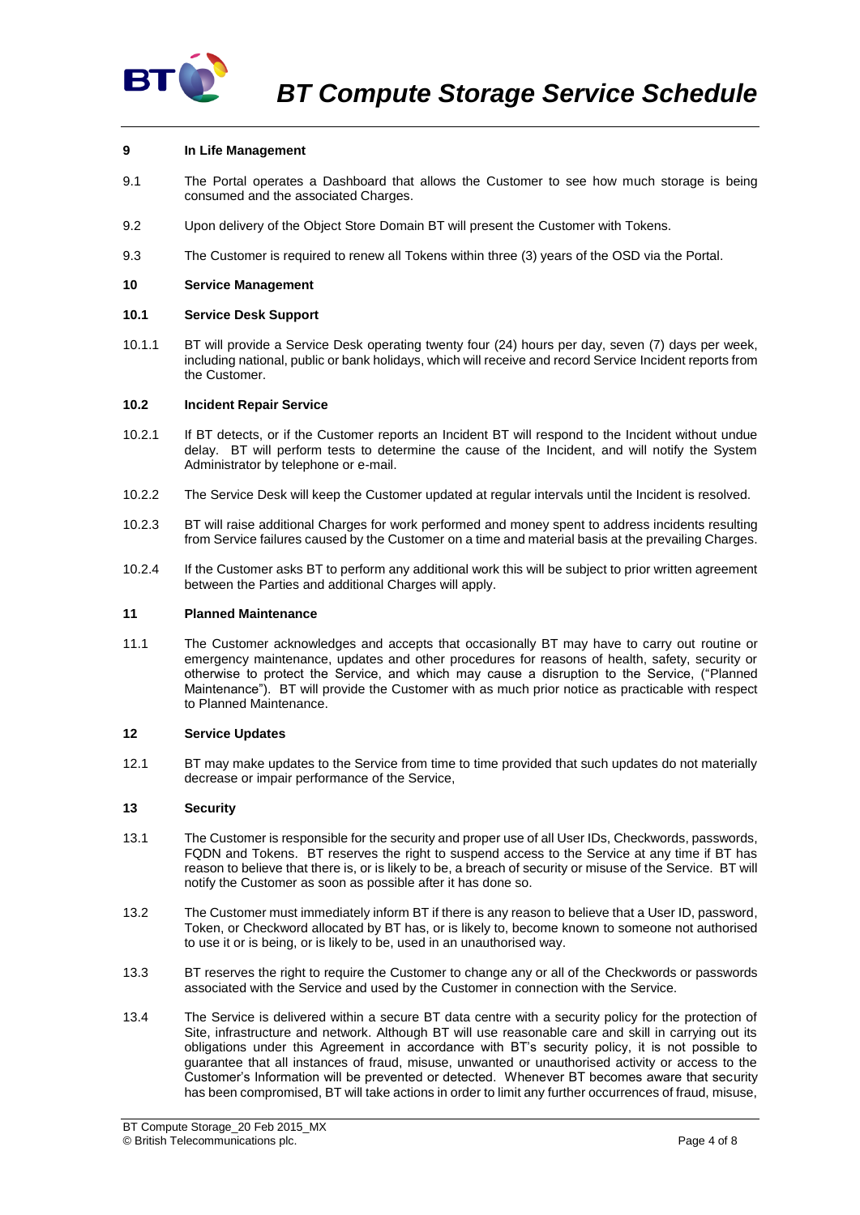## 9 In Life Management

9.1 The Portal operates a Dashboard that allows the Customer to see how much storage is being consumed and the associated Charges.

9.2 Upon delivery of the Object Store Domain BT will present the Customer with Tokens.

9.3 The Customer is required to renew all Tokens within three (3) years of the OSD via the Portal.

## 10 Service Management

### 10.1 Service Desk Support

10.1.1 BT will provide a Service Desk operating twenty four (24) hours per day, seven (7) days per week, including national, public or bank holidays, which will receive and record Service Incident reports from the Customer.

### 10.2 Incident Repair Service

10.2.1 If BT detects, or if the Customer reports an Incident BT will respond to the Incident without undue delay. BT will perform tests to determine the cause of the Incident, and will notify the System Administrator by telephone or e-mail.

10.2.2 The Service Desk will keep the Customer updated at regular intervals until the Incident is resolved.

10.2.3 BT will raise additional Charges for work performed and money spent to address incidents resulting from Service failures caused by the Customer on a time and material basis at the prevailing Charges.

10.2.4 If the Customer asks BT to perform any additional work this will be subject to prior written agreement between the Parties and additional Charges will apply.

## 11 Planned Maintenance

11.1 The Customer acknowledges and accepts that occasionally BT may have to carry out routine or emergency maintenance, updates and other procedures for reasons of health, safety, security or otherwise to protect the Service, and which may cause a disruption to the Service, ("Planned Maintenance"). BT will provide the Customer with as much prior notice as practicable with respect to Planned Maintenance.

## 12 Service Updates

12.1 BT may make updates to the Service from time to time provided that such updates do not materially decrease or impair performance of the Service,

## 13 Security

13.1 The Customer is responsible for the security and proper use of all User IDs, Checkwords, passwords, FQDN and Tokens. BT reserves the right to suspend access to the Service at any time if BT has reason to believe that there is, or is likely to be, a breach of security or misuse of the Service. BT will notify the Customer as soon as possible after it has done so.

13.2 The Customer must immediately inform BT if there is any reason to believe that a User ID, password, Token, or Checkword allocated by BT has, or is likely to, become known to someone not authorised to use it or is being, or is likely to be, used in an unauthorised way.

13.3 BT reserves the right to require the Customer to change any or all of the Checkwords or passwords associated with the Service and used by the Customer in connection with the Service.

13.4 The Service is delivered within a secure BT data centre with a security policy for the protection of Site, infrastructure and network. Although BT will use reasonable care and skill in carrying out its obligations under this Agreement in accordance with BT's security policy, it is not possible to guarantee that all instances of fraud, misuse, unwanted or unauthorised activity or access to the Customer's Information will be prevented or detected. Whenever BT becomes aware that security has been compromised, BT will take actions in order to limit any further occurrences of fraud, misuse,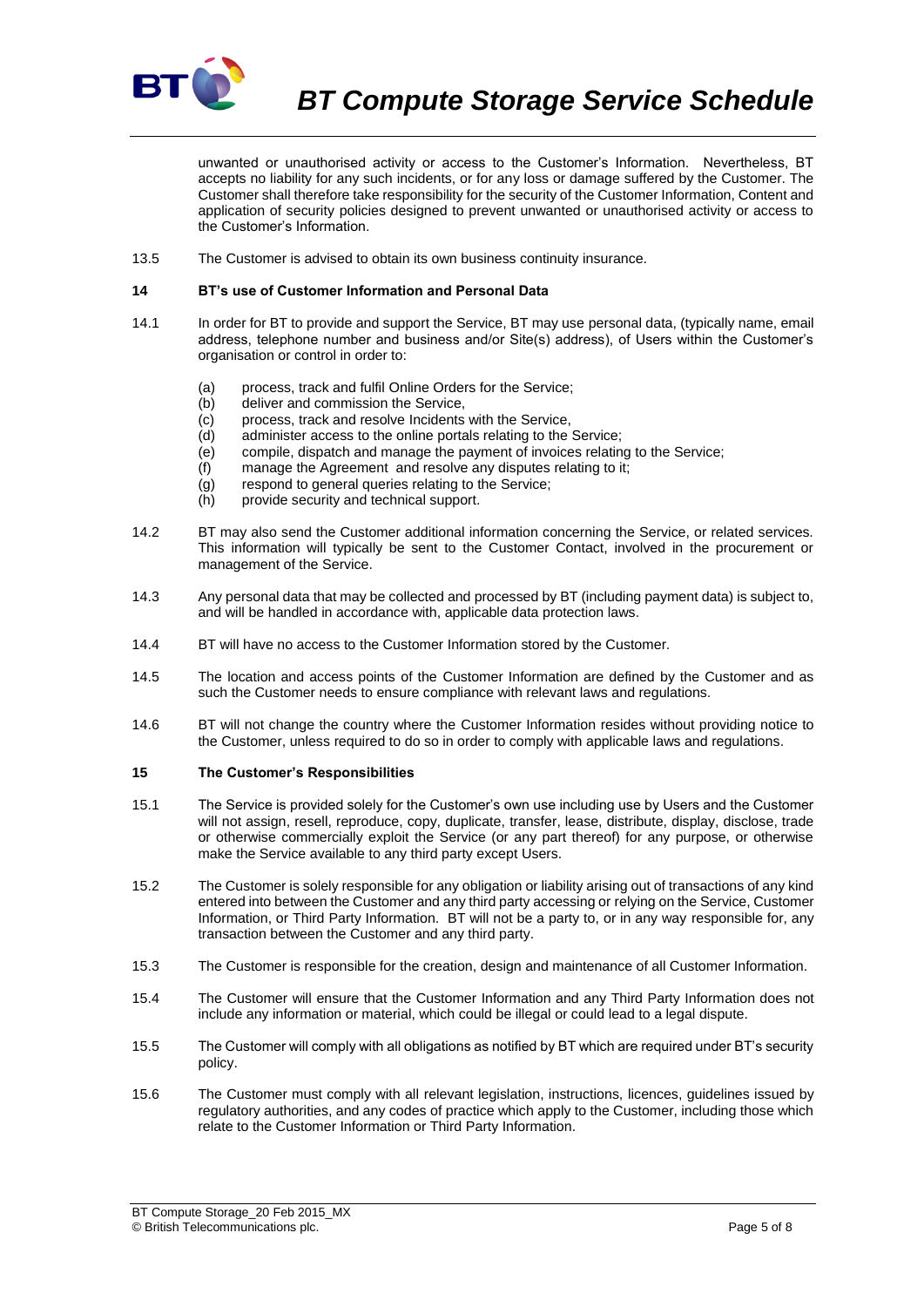unwanted or unauthorised activity or access to the Customer's Information. Nevertheless, BT accepts no liability for any such incidents, or for any loss or damage suffered by the Customer. The Customer shall therefore take responsibility for the security of the Customer Information, Content and application of security policies designed to prevent unwanted or unauthorised activity or access to the Customer's Information.

13.5 The Customer is advised to obtain its own business continuity insurance.

## 14 BT's use of Customer Information and Personal Data

14.1 In order for BT to provide and support the Service, BT may use personal data, (typically name, email address, telephone number and business and/or Site(s) address), of Users within the Customer's organisation or control in order to:

- (a) process, track and fulfil Online Orders for the Service;
- (b) deliver and commission the Service,
- (c) process, track and resolve Incidents with the Service,
- (d) administer access to the online portals relating to the Service;
- (e) compile, dispatch and manage the payment of invoices relating to the Service;
- (f) manage the Agreement and resolve any disputes relating to it;
- (g) respond to general queries relating to the Service;
- (h) provide security and technical support.

14.2 BT may also send the Customer additional information concerning the Service, or related services. This information will typically be sent to the Customer Contact, involved in the procurement or management of the Service.

14.3 Any personal data that may be collected and processed by BT (including payment data) is subject to, and will be handled in accordance with, applicable data protection laws.

14.4 BT will have no access to the Customer Information stored by the Customer.

14.5 The location and access points of the Customer Information are defined by the Customer and as such the Customer needs to ensure compliance with relevant laws and regulations.

14.6 BT will not change the country where the Customer Information resides without providing notice to the Customer, unless required to do so in order to comply with applicable laws and regulations.

## 15 The Customer's Responsibilities

15.1 The Service is provided solely for the Customer's own use including use by Users and the Customer will not assign, resell, reproduce, copy, duplicate, transfer, lease, distribute, display, disclose, trade or otherwise commercially exploit the Service (or any part thereof) for any purpose, or otherwise make the Service available to any third party except Users.

15.2 The Customer is solely responsible for any obligation or liability arising out of transactions of any kind entered into between the Customer and any third party accessing or relying on the Service, Customer Information, or Third Party Information. BT will not be a party to, or in any way responsible for, any transaction between the Customer and any third party.

15.3 The Customer is responsible for the creation, design and maintenance of all Customer Information.

15.4 The Customer will ensure that the Customer Information and any Third Party Information does not include any information or material, which could be illegal or could lead to a legal dispute.

15.5 The Customer will comply with all obligations as notified by BT which are required under BT's security policy.

15.6 The Customer must comply with all relevant legislation, instructions, licences, guidelines issued by regulatory authorities, and any codes of practice which apply to the Customer, including those which relate to the Customer Information or Third Party Information.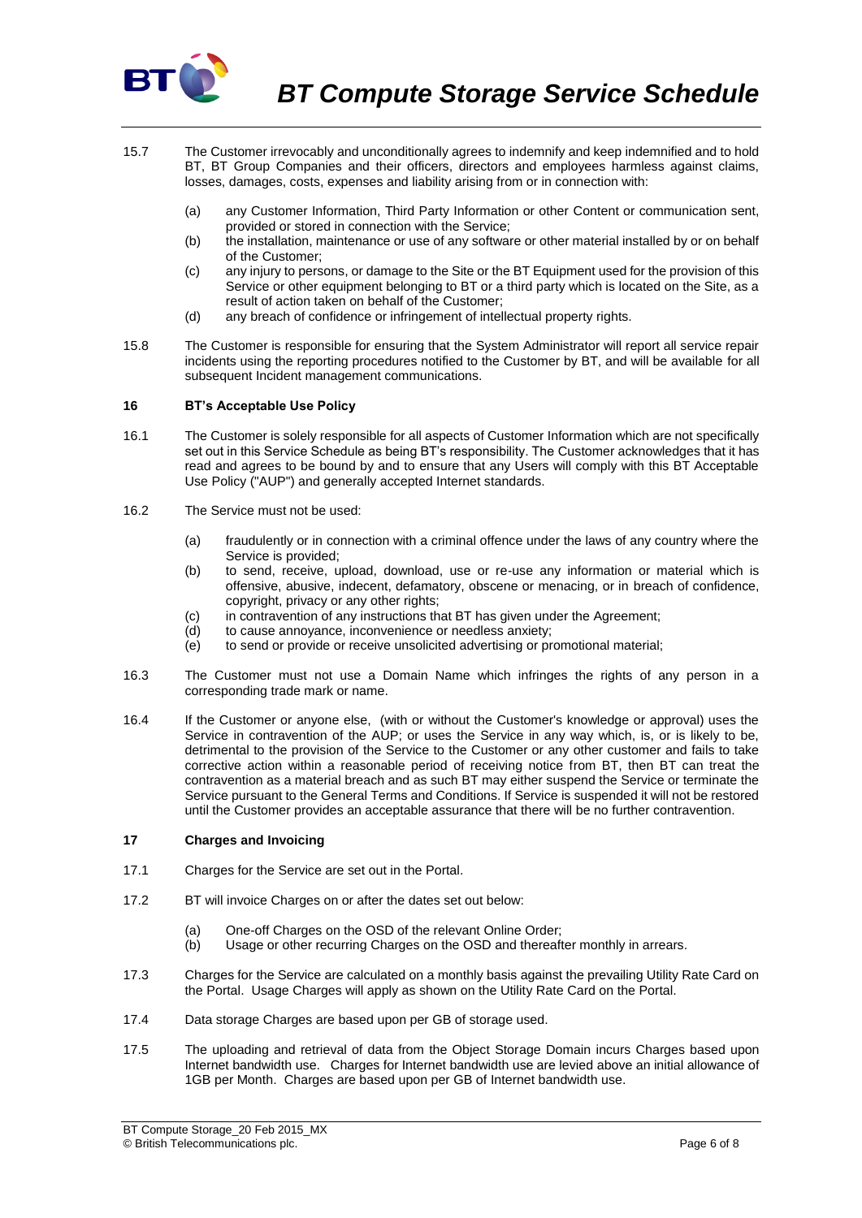15.7 The Customer irrevocably and unconditionally agrees to indemnify and keep indemnified and to hold BT, BT Group Companies and their officers, directors and employees harmless against claims, losses, damages, costs, expenses and liability arising from or in connection with:

(a) any Customer Information, Third Party Information or other Content or communication sent, provided or stored in connection with the Service;

(b) the installation, maintenance or use of any software or other material installed by or on behalf of the Customer;

(c) any injury to persons, or damage to the Site or the BT Equipment used for the provision of this Service or other equipment belonging to BT or a third party which is located on the Site, as a result of action taken on behalf of the Customer;

(d) any breach of confidence or infringement of intellectual property rights.

15.8 The Customer is responsible for ensuring that the System Administrator will report all service repair incidents using the reporting procedures notified to the Customer by BT, and will be available for all subsequent Incident management communications.

## 16 BT's Acceptable Use Policy

16.1 The Customer is solely responsible for all aspects of Customer Information which are not specifically set out in this Service Schedule as being BT's responsibility. The Customer acknowledges that it has read and agrees to be bound by and to ensure that any Users will comply with this BT Acceptable Use Policy ("AUP") and generally accepted Internet standards.

16.2 The Service must not be used:

(a) fraudulently or in connection with a criminal offence under the laws of any country where the Service is provided;

(b) to send, receive, upload, download, use or re-use any information or material which is offensive, abusive, indecent, defamatory, obscene or menacing, or in breach of confidence, copyright, privacy or any other rights;

(c) in contravention of any instructions that BT has given under the Agreement;

(d) to cause annoyance, inconvenience or needless anxiety;

(e) to send or provide or receive unsolicited advertising or promotional material;

16.3 The Customer must not use a Domain Name which infringes the rights of any person in a corresponding trade mark or name.

16.4 If the Customer or anyone else, (with or without the Customer's knowledge or approval) uses the Service in contravention of the AUP; or uses the Service in any way which, is, or is likely to be, detrimental to the provision of the Service to the Customer or any other customer and fails to take corrective action within a reasonable period of receiving notice from BT, then BT can treat the contravention as a material breach and as such BT may either suspend the Service or terminate the Service pursuant to the General Terms and Conditions. If Service is suspended it will not be restored until the Customer provides an acceptable assurance that there will be no further contravention.

## 17 Charges and Invoicing

17.1 Charges for the Service are set out in the Portal.

17.2 BT will invoice Charges on or after the dates set out below:

(a) One-off Charges on the OSD of the relevant Online Order;

(b) Usage or other recurring Charges on the OSD and thereafter monthly in arrears.

17.3 Charges for the Service are calculated on a monthly basis against the prevailing Utility Rate Card on the Portal. Usage Charges will apply as shown on the Utility Rate Card on the Portal.

17.4 Data storage Charges are based upon per GB of storage used.

17.5 The uploading and retrieval of data from the Object Storage Domain incurs Charges based upon Internet bandwidth use. Charges for Internet bandwidth use are levied above an initial allowance of 1GB per Month. Charges are based upon per GB of Internet bandwidth use.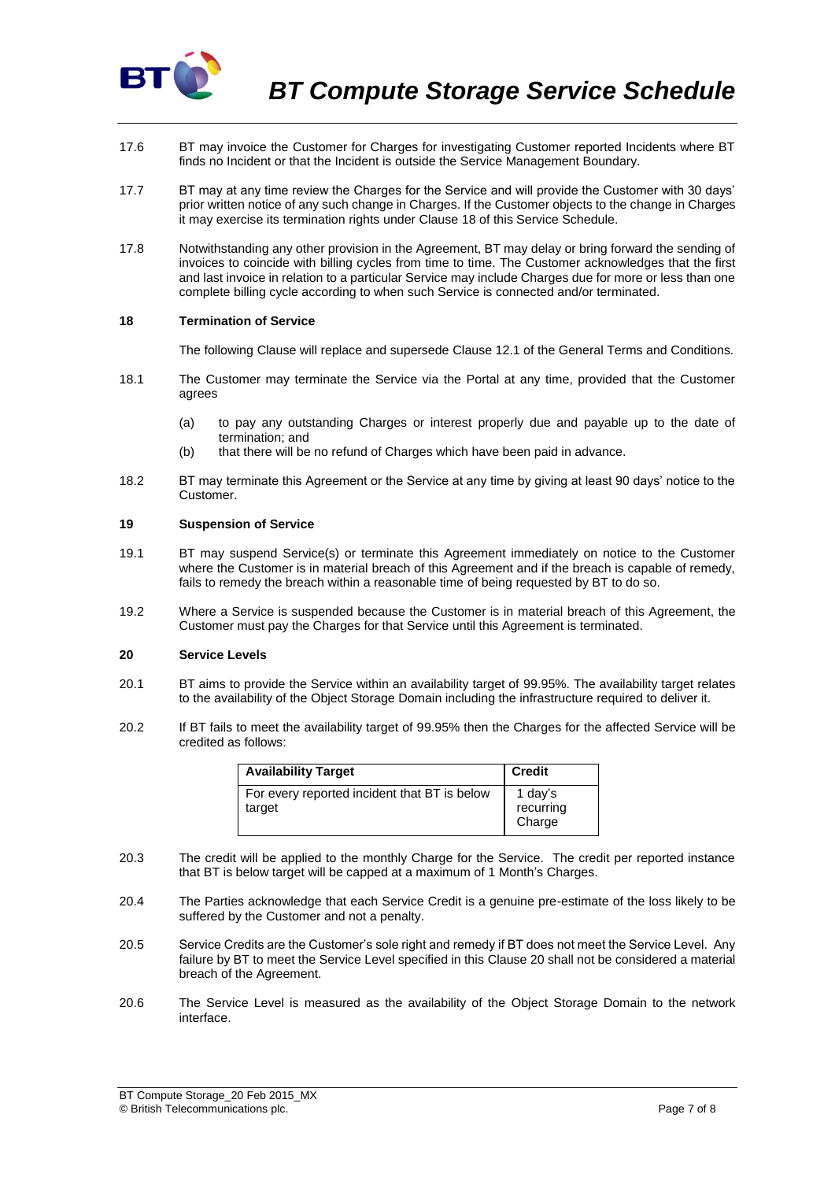17.6 BT may invoice the Customer for Charges for investigating Customer reported Incidents where BT finds no Incident or that the Incident is outside the Service Management Boundary.

17.7 BT may at any time review the Charges for the Service and will provide the Customer with 30 days' prior written notice of any such change in Charges. If the Customer objects to the change in Charges it may exercise its termination rights under Clause 18 of this Service Schedule.

17.8 Notwithstanding any other provision in the Agreement, BT may delay or bring forward the sending of invoices to coincide with billing cycles from time to time. The Customer acknowledges that the first and last invoice in relation to a particular Service may include Charges due for more or less than one complete billing cycle according to when such Service is connected and/or terminated.

## 18 Termination of Service

The following Clause will replace and supersede Clause 12.1 of the General Terms and Conditions.

18.1 The Customer may terminate the Service via the Portal at any time, provided that the Customer agrees

- (a) to pay any outstanding Charges or interest properly due and payable up to the date of termination; and
- (b) that there will be no refund of Charges which have been paid in advance.

18.2 BT may terminate this Agreement or the Service at any time by giving at least 90 days' notice to the Customer.

## 19 Suspension of Service

19.1 BT may suspend Service(s) or terminate this Agreement immediately on notice to the Customer where the Customer is in material breach of this Agreement and if the breach is capable of remedy, fails to remedy the breach within a reasonable time of being requested by BT to do so.

19.2 Where a Service is suspended because the Customer is in material breach of this Agreement, the Customer must pay the Charges for that Service until this Agreement is terminated.

## 20 Service Levels

20.1 BT aims to provide the Service within an availability target of 99.95%. The availability target relates to the availability of the Object Storage Domain including the infrastructure required to deliver it.

20.2 If BT fails to meet the availability target of 99.95% then the Charges for the affected Service will be credited as follows:

| Availability Target | Credit |
|---|---|
| For every reported incident that BT is below target | 1 day's recurring Charge |

20.3 The credit will be applied to the monthly Charge for the Service. The credit per reported instance that BT is below target will be capped at a maximum of 1 Month's Charges.

20.4 The Parties acknowledge that each Service Credit is a genuine pre-estimate of the loss likely to be suffered by the Customer and not a penalty.

20.5 Service Credits are the Customer's sole right and remedy if BT does not meet the Service Level. Any failure by BT to meet the Service Level specified in this Clause 20 shall not be considered a material breach of the Agreement.

20.6 The Service Level is measured as the availability of the Object Storage Domain to the network interface.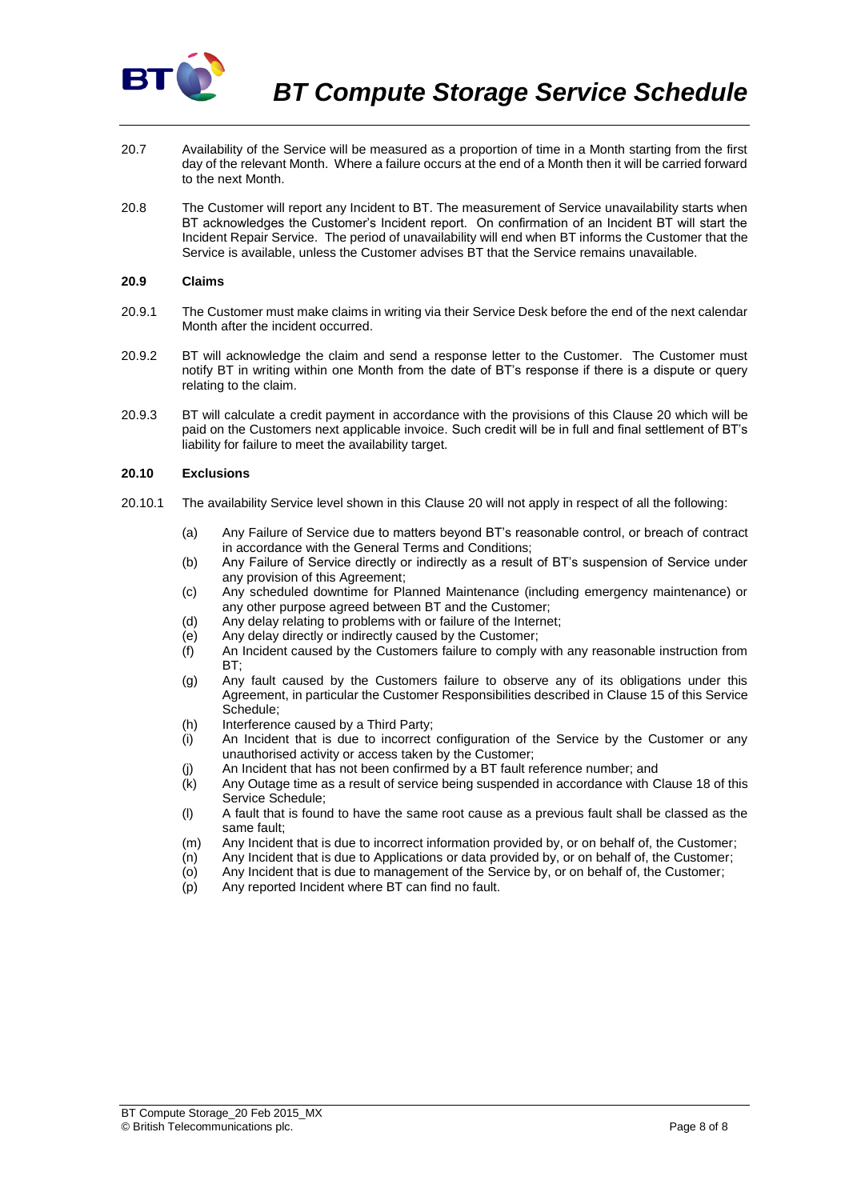20.7 Availability of the Service will be measured as a proportion of time in a Month starting from the first day of the relevant Month. Where a failure occurs at the end of a Month then it will be carried forward to the next Month.

20.8 The Customer will report any Incident to BT. The measurement of Service unavailability starts when BT acknowledges the Customer's Incident report. On confirmation of an Incident BT will start the Incident Repair Service. The period of unavailability will end when BT informs the Customer that the Service is available, unless the Customer advises BT that the Service remains unavailable.

**20.9 Claims**

20.9.1 The Customer must make claims in writing via their Service Desk before the end of the next calendar Month after the incident occurred.

20.9.2 BT will acknowledge the claim and send a response letter to the Customer. The Customer must notify BT in writing within one Month from the date of BT's response if there is a dispute or query relating to the claim.

20.9.3 BT will calculate a credit payment in accordance with the provisions of this Clause 20 which will be paid on the Customers next applicable invoice. Such credit will be in full and final settlement of BT's liability for failure to meet the availability target.

**20.10 Exclusions**

20.10.1 The availability Service level shown in this Clause 20 will not apply in respect of all the following:

(a) Any Failure of Service due to matters beyond BT's reasonable control, or breach of contract in accordance with the General Terms and Conditions;
(b) Any Failure of Service directly or indirectly as a result of BT's suspension of Service under any provision of this Agreement;
(c) Any scheduled downtime for Planned Maintenance (including emergency maintenance) or any other purpose agreed between BT and the Customer;
(d) Any delay relating to problems with or failure of the Internet;
(e) Any delay directly or indirectly caused by the Customer;
(f) An Incident caused by the Customers failure to comply with any reasonable instruction from BT;
(g) Any fault caused by the Customers failure to observe any of its obligations under this Agreement, in particular the Customer Responsibilities described in Clause 15 of this Service Schedule;
(h) Interference caused by a Third Party;
(i) An Incident that is due to incorrect configuration of the Service by the Customer or any unauthorised activity or access taken by the Customer;
(j) An Incident that has not been confirmed by a BT fault reference number; and
(k) Any Outage time as a result of service being suspended in accordance with Clause 18 of this Service Schedule;
(l) A fault that is found to have the same root cause as a previous fault shall be classed as the same fault;
(m) Any Incident that is due to incorrect information provided by, or on behalf of, the Customer;
(n) Any Incident that is due to Applications or data provided by, or on behalf of, the Customer;
(o) Any Incident that is due to management of the Service by, or on behalf of, the Customer;
(p) Any reported Incident where BT can find no fault.